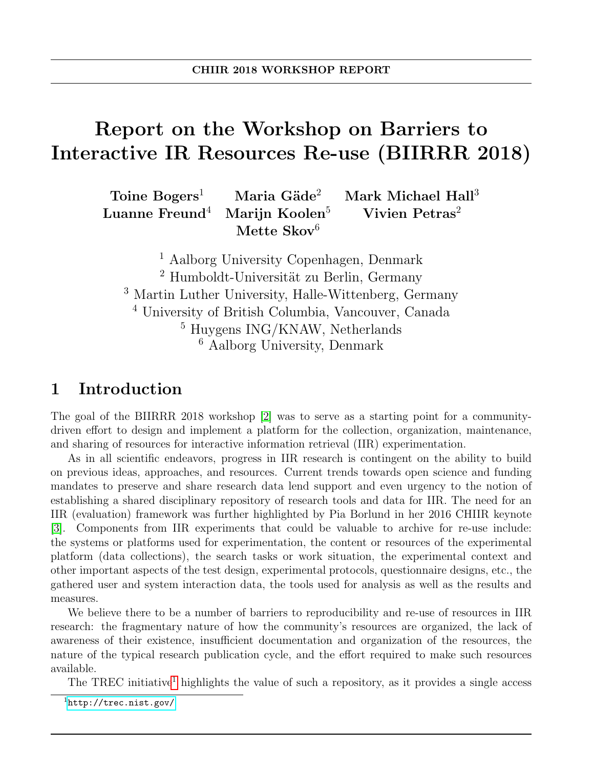# Report on the Workshop on Barriers to Interactive IR Resources Re-use (BIIRRR 2018)

**Toine Bogers**[1] **Maria Gäde**[2] **Mark Michael Hall**[3]
**Luanne Freund**[4] **Marijn Koolen**[5] **Vivien Petras**[2]
**Mette Skov**[6]

[1] Aalborg University Copenhagen, Denmark
[2] Humboldt-Universität zu Berlin, Germany
[3] Martin Luther University, Halle-Wittenberg, Germany
[4] University of British Columbia, Vancouver, Canada
[5] Huygens ING/KNAW, Netherlands
[6] Aalborg University, Denmark

## 1 Introduction

The goal of the BIIRRR 2018 workshop [2] was to serve as a starting point for a community-driven effort to design and implement a platform for the collection, organization, maintenance, and sharing of resources for interactive information retrieval (IIR) experimentation.

As in all scientific endeavors, progress in IIR research is contingent on the ability to build on previous ideas, approaches, and resources. Current trends towards open science and funding mandates to preserve and share research data lend support and even urgency to the notion of establishing a shared disciplinary repository of research tools and data for IIR. The need for an IIR (evaluation) framework was further highlighted by Pia Borlund in her 2016 CHIIR keynote [3]. Components from IIR experiments that could be valuable to archive for re-use include: the systems or platforms used for experimentation, the content or resources of the experimental platform (data collections), the search tasks or work situation, the experimental context and other important aspects of the test design, experimental protocols, questionnaire designs, etc., the gathered user and system interaction data, the tools used for analysis as well as the results and measures.

We believe there to be a number of barriers to reproducibility and re-use of resources in IIR research: the fragmentary nature of how the community's resources are organized, the lack of awareness of their existence, insufficient documentation and organization of the resources, the nature of the typical research publication cycle, and the effort required to make such resources available.

The TREC initiative[1] highlights the value of such a repository, as it provides a single access

[1] http://trec.nist.gov/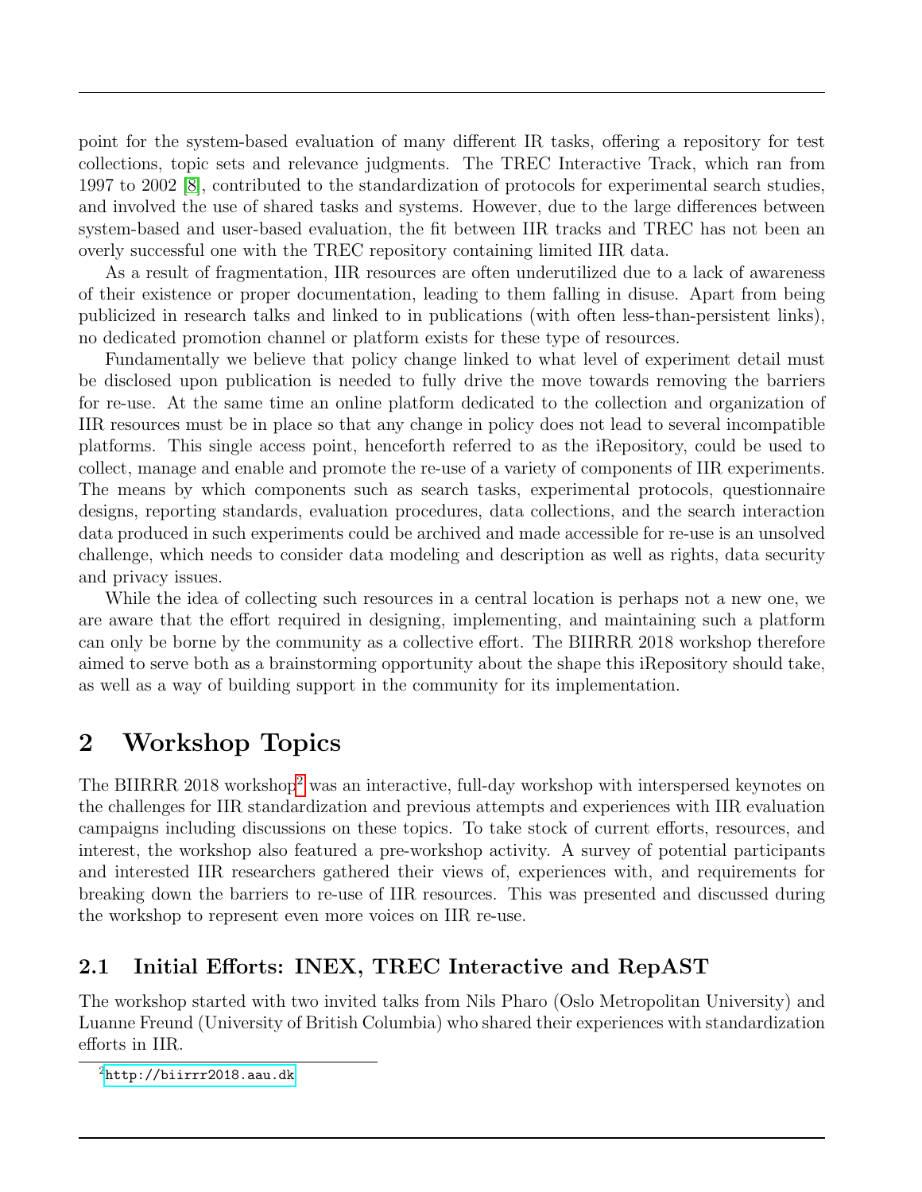point for the system-based evaluation of many different IR tasks, offering a repository for test collections, topic sets and relevance judgments. The TREC Interactive Track, which ran from 1997 to 2002 [8], contributed to the standardization of protocols for experimental search studies, and involved the use of shared tasks and systems. However, due to the large differences between system-based and user-based evaluation, the fit between IIR tracks and TREC has not been an overly successful one with the TREC repository containing limited IIR data.

As a result of fragmentation, IIR resources are often underutilized due to a lack of awareness of their existence or proper documentation, leading to them falling in disuse. Apart from being publicized in research talks and linked to in publications (with often less-than-persistent links), no dedicated promotion channel or platform exists for these type of resources.

Fundamentally we believe that policy change linked to what level of experiment detail must be disclosed upon publication is needed to fully drive the move towards removing the barriers for re-use. At the same time an online platform dedicated to the collection and organization of IIR resources must be in place so that any change in policy does not lead to several incompatible platforms. This single access point, henceforth referred to as the iRepository, could be used to collect, manage and enable and promote the re-use of a variety of components of IIR experiments. The means by which components such as search tasks, experimental protocols, questionnaire designs, reporting standards, evaluation procedures, data collections, and the search interaction data produced in such experiments could be archived and made accessible for re-use is an unsolved challenge, which needs to consider data modeling and description as well as rights, data security and privacy issues.

While the idea of collecting such resources in a central location is perhaps not a new one, we are aware that the effort required in designing, implementing, and maintaining such a platform can only be borne by the community as a collective effort. The BIIRRR 2018 workshop therefore aimed to serve both as a brainstorming opportunity about the shape this iRepository should take, as well as a way of building support in the community for its implementation.

## 2 Workshop Topics

The BIIRRR 2018 workshop[2] was an interactive, full-day workshop with interspersed keynotes on the challenges for IIR standardization and previous attempts and experiences with IIR evaluation campaigns including discussions on these topics. To take stock of current efforts, resources, and interest, the workshop also featured a pre-workshop activity. A survey of potential participants and interested IIR researchers gathered their views of, experiences with, and requirements for breaking down the barriers to re-use of IIR resources. This was presented and discussed during the workshop to represent even more voices on IIR re-use.

### 2.1 Initial Efforts: INEX, TREC Interactive and RepAST

The workshop started with two invited talks from Nils Pharo (Oslo Metropolitan University) and Luanne Freund (University of British Columbia) who shared their experiences with standardization efforts in IIR.

[2] http://biirrr2018.aau.dk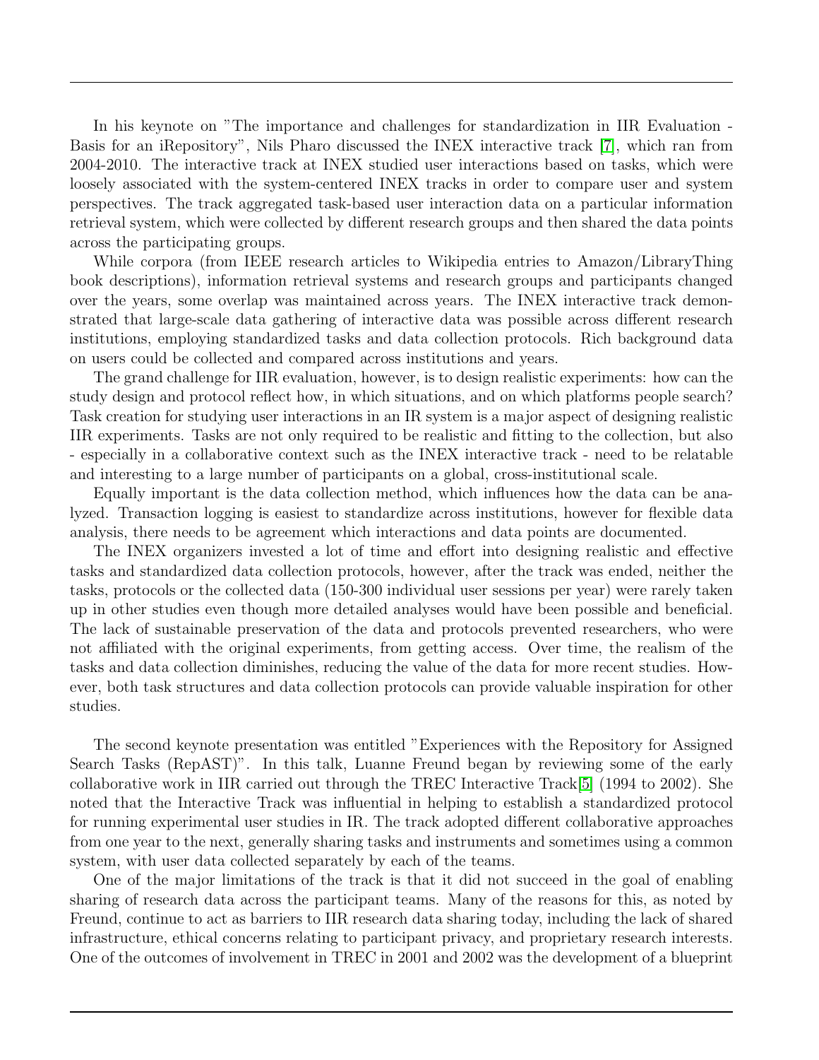In his keynote on "The importance and challenges for standardization in IIR Evaluation - Basis for an iRepository", Nils Pharo discussed the INEX interactive track [7], which ran from 2004-2010. The interactive track at INEX studied user interactions based on tasks, which were loosely associated with the system-centered INEX tracks in order to compare user and system perspectives. The track aggregated task-based user interaction data on a particular information retrieval system, which were collected by different research groups and then shared the data points across the participating groups.

While corpora (from IEEE research articles to Wikipedia entries to Amazon/LibraryThing book descriptions), information retrieval systems and research groups and participants changed over the years, some overlap was maintained across years. The INEX interactive track demonstrated that large-scale data gathering of interactive data was possible across different research institutions, employing standardized tasks and data collection protocols. Rich background data on users could be collected and compared across institutions and years.

The grand challenge for IIR evaluation, however, is to design realistic experiments: how can the study design and protocol reflect how, in which situations, and on which platforms people search? Task creation for studying user interactions in an IR system is a major aspect of designing realistic IIR experiments. Tasks are not only required to be realistic and fitting to the collection, but also - especially in a collaborative context such as the INEX interactive track - need to be relatable and interesting to a large number of participants on a global, cross-institutional scale.

Equally important is the data collection method, which influences how the data can be analyzed. Transaction logging is easiest to standardize across institutions, however for flexible data analysis, there needs to be agreement which interactions and data points are documented.

The INEX organizers invested a lot of time and effort into designing realistic and effective tasks and standardized data collection protocols, however, after the track was ended, neither the tasks, protocols or the collected data (150-300 individual user sessions per year) were rarely taken up in other studies even though more detailed analyses would have been possible and beneficial. The lack of sustainable preservation of the data and protocols prevented researchers, who were not affiliated with the original experiments, from getting access. Over time, the realism of the tasks and data collection diminishes, reducing the value of the data for more recent studies. However, both task structures and data collection protocols can provide valuable inspiration for other studies.

The second keynote presentation was entitled "Experiences with the Repository for Assigned Search Tasks (RepAST)". In this talk, Luanne Freund began by reviewing some of the early collaborative work in IIR carried out through the TREC Interactive Track[5] (1994 to 2002). She noted that the Interactive Track was influential in helping to establish a standardized protocol for running experimental user studies in IR. The track adopted different collaborative approaches from one year to the next, generally sharing tasks and instruments and sometimes using a common system, with user data collected separately by each of the teams.

One of the major limitations of the track is that it did not succeed in the goal of enabling sharing of research data across the participant teams. Many of the reasons for this, as noted by Freund, continue to act as barriers to IIR research data sharing today, including the lack of shared infrastructure, ethical concerns relating to participant privacy, and proprietary research interests. One of the outcomes of involvement in TREC in 2001 and 2002 was the development of a blueprint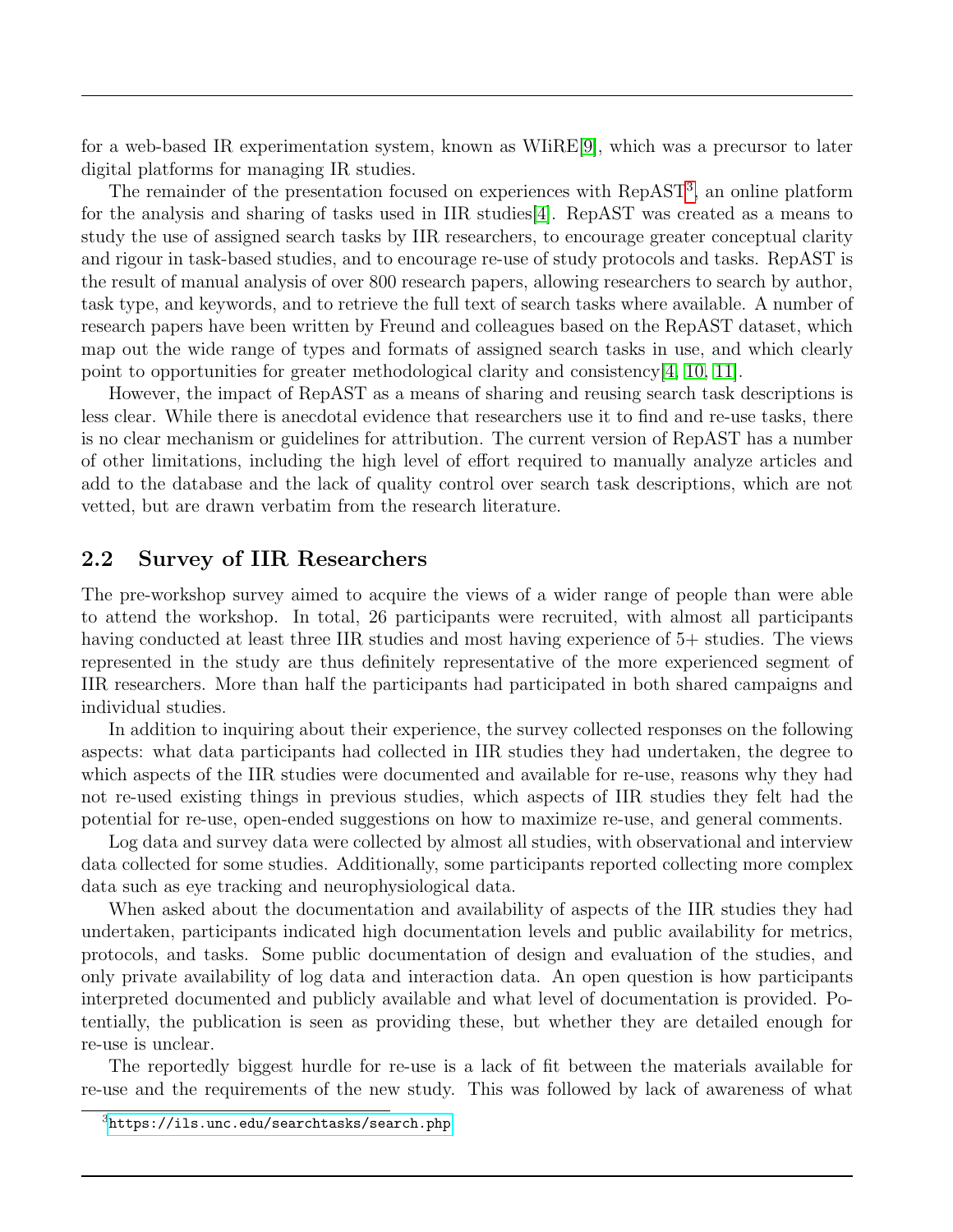for a web-based IR experimentation system, known as WIiRE[9], which was a precursor to later digital platforms for managing IR studies.

The remainder of the presentation focused on experiences with RepAST[3], an online platform for the analysis and sharing of tasks used in IIR studies[4]. RepAST was created as a means to study the use of assigned search tasks by IIR researchers, to encourage greater conceptual clarity and rigour in task-based studies, and to encourage re-use of study protocols and tasks. RepAST is the result of manual analysis of over 800 research papers, allowing researchers to search by author, task type, and keywords, and to retrieve the full text of search tasks where available. A number of research papers have been written by Freund and colleagues based on the RepAST dataset, which map out the wide range of types and formats of assigned search tasks in use, and which clearly point to opportunities for greater methodological clarity and consistency[4, 10, 11].

However, the impact of RepAST as a means of sharing and reusing search task descriptions is less clear. While there is anecdotal evidence that researchers use it to find and re-use tasks, there is no clear mechanism or guidelines for attribution. The current version of RepAST has a number of other limitations, including the high level of effort required to manually analyze articles and add to the database and the lack of quality control over search task descriptions, which are not vetted, but are drawn verbatim from the research literature.

## 2.2 Survey of IIR Researchers

The pre-workshop survey aimed to acquire the views of a wider range of people than were able to attend the workshop. In total, 26 participants were recruited, with almost all participants having conducted at least three IIR studies and most having experience of 5+ studies. The views represented in the study are thus definitely representative of the more experienced segment of IIR researchers. More than half the participants had participated in both shared campaigns and individual studies.

In addition to inquiring about their experience, the survey collected responses on the following aspects: what data participants had collected in IIR studies they had undertaken, the degree to which aspects of the IIR studies were documented and available for re-use, reasons why they had not re-used existing things in previous studies, which aspects of IIR studies they felt had the potential for re-use, open-ended suggestions on how to maximize re-use, and general comments.

Log data and survey data were collected by almost all studies, with observational and interview data collected for some studies. Additionally, some participants reported collecting more complex data such as eye tracking and neurophysiological data.

When asked about the documentation and availability of aspects of the IIR studies they had undertaken, participants indicated high documentation levels and public availability for metrics, protocols, and tasks. Some public documentation of design and evaluation of the studies, and only private availability of log data and interaction data. An open question is how participants interpreted documented and publicly available and what level of documentation is provided. Potentially, the publication is seen as providing these, but whether they are detailed enough for re-use is unclear.

The reportedly biggest hurdle for re-use is a lack of fit between the materials available for re-use and the requirements of the new study. This was followed by lack of awareness of what

[3] https://ils.unc.edu/searchtasks/search.php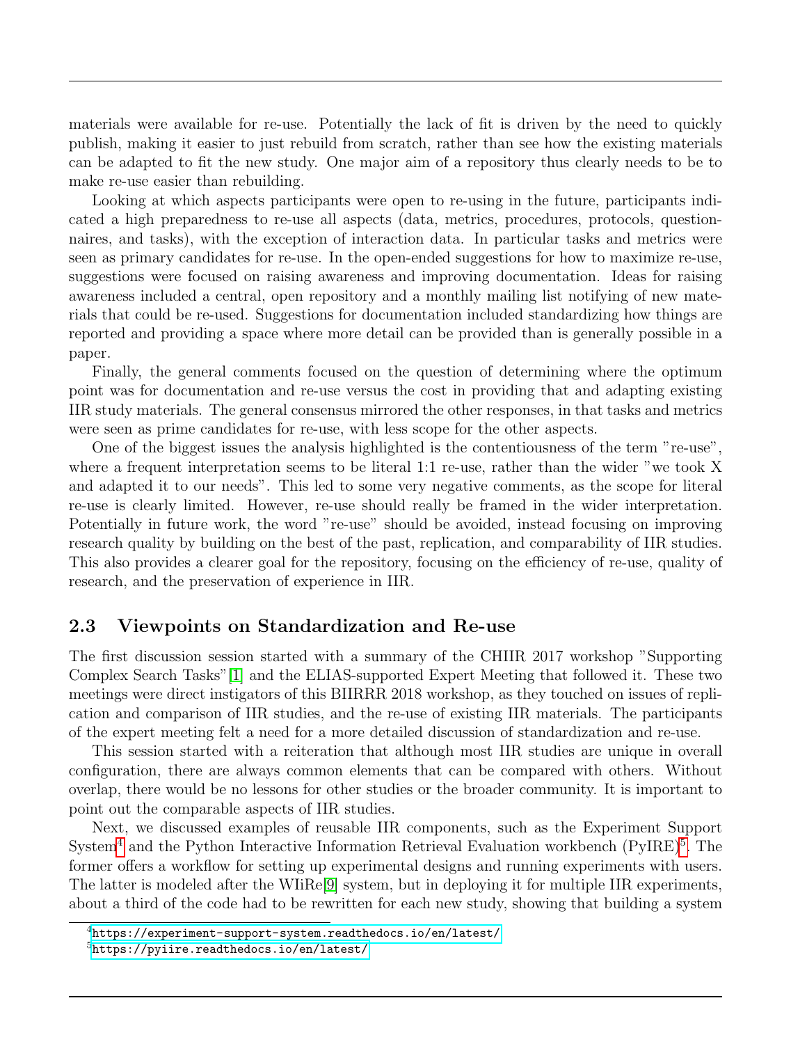materials were available for re-use. Potentially the lack of fit is driven by the need to quickly publish, making it easier to just rebuild from scratch, rather than see how the existing materials can be adapted to fit the new study. One major aim of a repository thus clearly needs to be to make re-use easier than rebuilding.

Looking at which aspects participants were open to re-using in the future, participants indicated a high preparedness to re-use all aspects (data, metrics, procedures, protocols, questionnaires, and tasks), with the exception of interaction data. In particular tasks and metrics were seen as primary candidates for re-use. In the open-ended suggestions for how to maximize re-use, suggestions were focused on raising awareness and improving documentation. Ideas for raising awareness included a central, open repository and a monthly mailing list notifying of new materials that could be re-used. Suggestions for documentation included standardizing how things are reported and providing a space where more detail can be provided than is generally possible in a paper.

Finally, the general comments focused on the question of determining where the optimum point was for documentation and re-use versus the cost in providing that and adapting existing IIR study materials. The general consensus mirrored the other responses, in that tasks and metrics were seen as prime candidates for re-use, with less scope for the other aspects.

One of the biggest issues the analysis highlighted is the contentiousness of the term "re-use", where a frequent interpretation seems to be literal 1:1 re-use, rather than the wider "we took X and adapted it to our needs". This led to some very negative comments, as the scope for literal re-use is clearly limited. However, re-use should really be framed in the wider interpretation. Potentially in future work, the word "re-use" should be avoided, instead focusing on improving research quality by building on the best of the past, replication, and comparability of IIR studies. This also provides a clearer goal for the repository, focusing on the efficiency of re-use, quality of research, and the preservation of experience in IIR.

## 2.3 Viewpoints on Standardization and Re-use

The first discussion session started with a summary of the CHIIR 2017 workshop "Supporting Complex Search Tasks"[1] and the ELIAS-supported Expert Meeting that followed it. These two meetings were direct instigators of this BIIRRR 2018 workshop, as they touched on issues of replication and comparison of IIR studies, and the re-use of existing IIR materials. The participants of the expert meeting felt a need for a more detailed discussion of standardization and re-use.

This session started with a reiteration that although most IIR studies are unique in overall configuration, there are always common elements that can be compared with others. Without overlap, there would be no lessons for other studies or the broader community. It is important to point out the comparable aspects of IIR studies.

Next, we discussed examples of reusable IIR components, such as the Experiment Support System[4] and the Python Interactive Information Retrieval Evaluation workbench (PyIRE)[5]. The former offers a workflow for setting up experimental designs and running experiments with users. The latter is modeled after the WIiRe[9] system, but in deploying it for multiple IIR experiments, about a third of the code had to be rewritten for each new study, showing that building a system

[4] https://experiment-support-system.readthedocs.io/en/latest/

[5] https://pyiire.readthedocs.io/en/latest/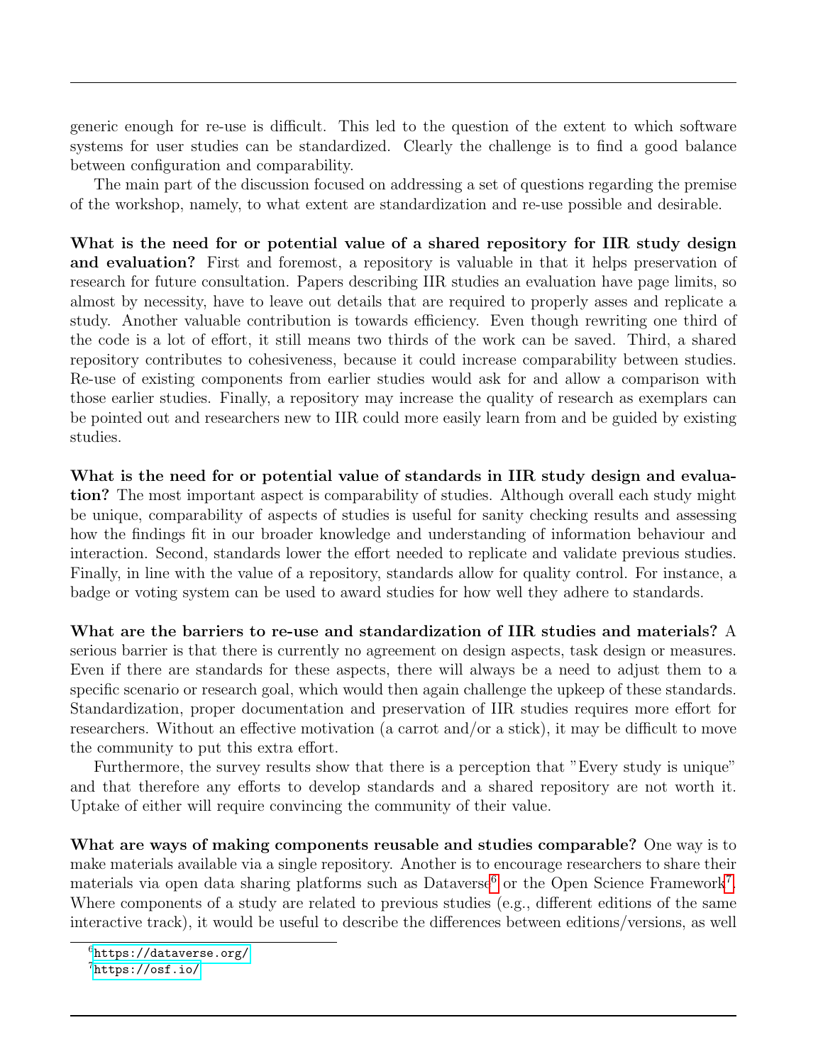generic enough for re-use is difficult. This led to the question of the extent to which software systems for user studies can be standardized. Clearly the challenge is to find a good balance between configuration and comparability.

The main part of the discussion focused on addressing a set of questions regarding the premise of the workshop, namely, to what extent are standardization and re-use possible and desirable.

**What is the need for or potential value of a shared repository for IIR study design and evaluation?** First and foremost, a repository is valuable in that it helps preservation of research for future consultation. Papers describing IIR studies an evaluation have page limits, so almost by necessity, have to leave out details that are required to properly asses and replicate a study. Another valuable contribution is towards efficiency. Even though rewriting one third of the code is a lot of effort, it still means two thirds of the work can be saved. Third, a shared repository contributes to cohesiveness, because it could increase comparability between studies. Re-use of existing components from earlier studies would ask for and allow a comparison with those earlier studies. Finally, a repository may increase the quality of research as exemplars can be pointed out and researchers new to IIR could more easily learn from and be guided by existing studies.

**What is the need for or potential value of standards in IIR study design and evaluation?** The most important aspect is comparability of studies. Although overall each study might be unique, comparability of aspects of studies is useful for sanity checking results and assessing how the findings fit in our broader knowledge and understanding of information behaviour and interaction. Second, standards lower the effort needed to replicate and validate previous studies. Finally, in line with the value of a repository, standards allow for quality control. For instance, a badge or voting system can be used to award studies for how well they adhere to standards.

**What are the barriers to re-use and standardization of IIR studies and materials?** A serious barrier is that there is currently no agreement on design aspects, task design or measures. Even if there are standards for these aspects, there will always be a need to adjust them to a specific scenario or research goal, which would then again challenge the upkeep of these standards. Standardization, proper documentation and preservation of IIR studies requires more effort for researchers. Without an effective motivation (a carrot and/or a stick), it may be difficult to move the community to put this extra effort.

Furthermore, the survey results show that there is a perception that "Every study is unique" and that therefore any efforts to develop standards and a shared repository are not worth it. Uptake of either will require convincing the community of their value.

**What are ways of making components reusable and studies comparable?** One way is to make materials available via a single repository. Another is to encourage researchers to share their materials via open data sharing platforms such as Dataverse[6] or the Open Science Framework[7]. Where components of a study are related to previous studies (e.g., different editions of the same interactive track), it would be useful to describe the differences between editions/versions, as well

[6] https://dataverse.org/

[7] https://osf.io/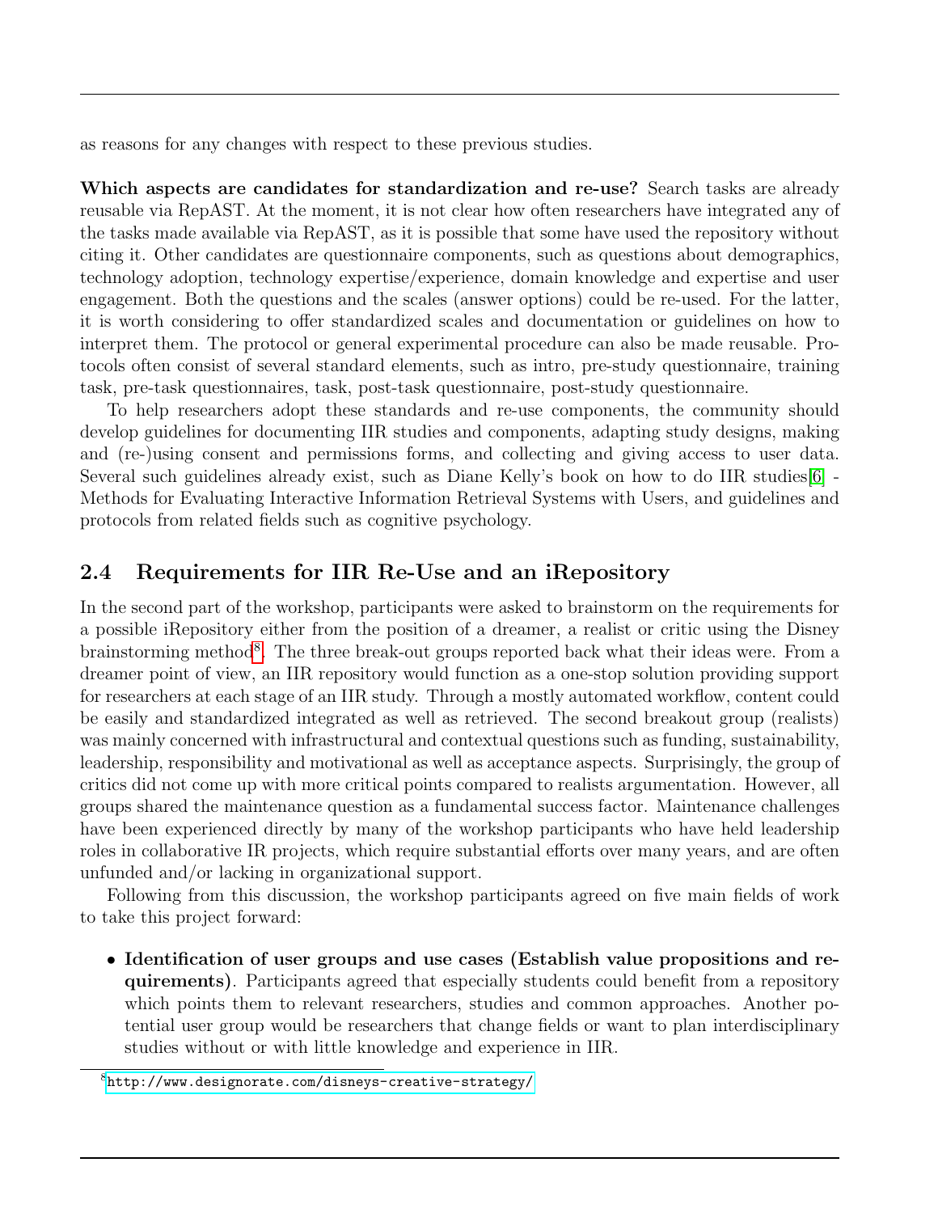as reasons for any changes with respect to these previous studies.

**Which aspects are candidates for standardization and re-use?** Search tasks are already reusable via RepAST. At the moment, it is not clear how often researchers have integrated any of the tasks made available via RepAST, as it is possible that some have used the repository without citing it. Other candidates are questionnaire components, such as questions about demographics, technology adoption, technology expertise/experience, domain knowledge and expertise and user engagement. Both the questions and the scales (answer options) could be re-used. For the latter, it is worth considering to offer standardized scales and documentation or guidelines on how to interpret them. The protocol or general experimental procedure can also be made reusable. Protocols often consist of several standard elements, such as intro, pre-study questionnaire, training task, pre-task questionnaires, task, post-task questionnaire, post-study questionnaire.

To help researchers adopt these standards and re-use components, the community should develop guidelines for documenting IIR studies and components, adapting study designs, making and (re-)using consent and permissions forms, and collecting and giving access to user data. Several such guidelines already exist, such as Diane Kelly's book on how to do IIR studies[6] - Methods for Evaluating Interactive Information Retrieval Systems with Users, and guidelines and protocols from related fields such as cognitive psychology.

## 2.4 Requirements for IIR Re-Use and an iRepository

In the second part of the workshop, participants were asked to brainstorm on the requirements for a possible iRepository either from the position of a dreamer, a realist or critic using the Disney brainstorming method[8]. The three break-out groups reported back what their ideas were. From a dreamer point of view, an IIR repository would function as a one-stop solution providing support for researchers at each stage of an IIR study. Through a mostly automated workflow, content could be easily and standardized integrated as well as retrieved. The second breakout group (realists) was mainly concerned with infrastructural and contextual questions such as funding, sustainability, leadership, responsibility and motivational as well as acceptance aspects. Surprisingly, the group of critics did not come up with more critical points compared to realists argumentation. However, all groups shared the maintenance question as a fundamental success factor. Maintenance challenges have been experienced directly by many of the workshop participants who have held leadership roles in collaborative IR projects, which require substantial efforts over many years, and are often unfunded and/or lacking in organizational support.

Following from this discussion, the workshop participants agreed on five main fields of work to take this project forward:

- **Identification of user groups and use cases (Establish value propositions and requirements)**. Participants agreed that especially students could benefit from a repository which points them to relevant researchers, studies and common approaches. Another potential user group would be researchers that change fields or want to plan interdisciplinary studies without or with little knowledge and experience in IIR.

[8] http://www.designorate.com/disneys-creative-strategy/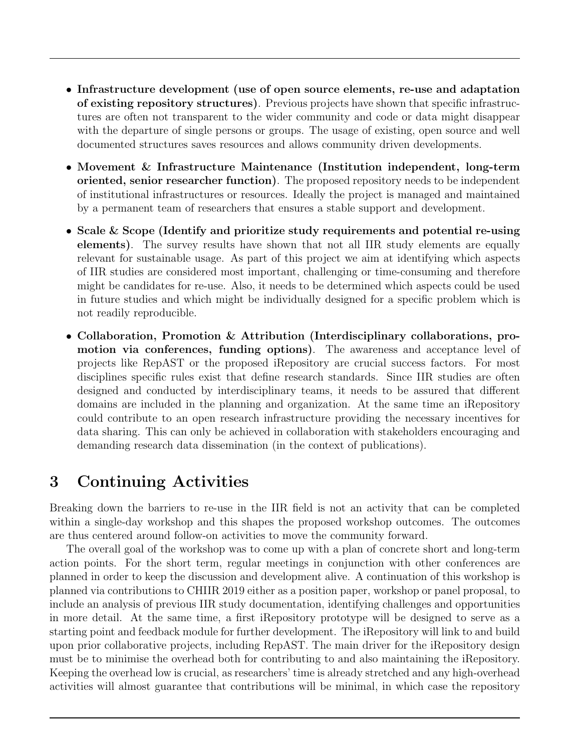- **Infrastructure development (use of open source elements, re-use and adaptation of existing repository structures)**. Previous projects have shown that specific infrastructures are often not transparent to the wider community and code or data might disappear with the departure of single persons or groups. The usage of existing, open source and well documented structures saves resources and allows community driven developments.

- **Movement & Infrastructure Maintenance (Institution independent, long-term oriented, senior researcher function)**. The proposed repository needs to be independent of institutional infrastructures or resources. Ideally the project is managed and maintained by a permanent team of researchers that ensures a stable support and development.

- **Scale & Scope (Identify and prioritize study requirements and potential re-using elements)**. The survey results have shown that not all IIR study elements are equally relevant for sustainable usage. As part of this project we aim at identifying which aspects of IIR studies are considered most important, challenging or time-consuming and therefore might be candidates for re-use. Also, it needs to be determined which aspects could be used in future studies and which might be individually designed for a specific problem which is not readily reproducible.

- **Collaboration, Promotion & Attribution (Interdisciplinary collaborations, promotion via conferences, funding options)**. The awareness and acceptance level of projects like RepAST or the proposed iRepository are crucial success factors. For most disciplines specific rules exist that define research standards. Since IIR studies are often designed and conducted by interdisciplinary teams, it needs to be assured that different domains are included in the planning and organization. At the same time an iRepository could contribute to an open research infrastructure providing the necessary incentives for data sharing. This can only be achieved in collaboration with stakeholders encouraging and demanding research data dissemination (in the context of publications).

# 3 Continuing Activities

Breaking down the barriers to re-use in the IIR field is not an activity that can be completed within a single-day workshop and this shapes the proposed workshop outcomes. The outcomes are thus centered around follow-on activities to move the community forward.

The overall goal of the workshop was to come up with a plan of concrete short and long-term action points. For the short term, regular meetings in conjunction with other conferences are planned in order to keep the discussion and development alive. A continuation of this workshop is planned via contributions to CHIIR 2019 either as a position paper, workshop or panel proposal, to include an analysis of previous IIR study documentation, identifying challenges and opportunities in more detail. At the same time, a first iRepository prototype will be designed to serve as a starting point and feedback module for further development. The iRepository will link to and build upon prior collaborative projects, including RepAST. The main driver for the iRepository design must be to minimise the overhead both for contributing to and also maintaining the iRepository. Keeping the overhead low is crucial, as researchers' time is already stretched and any high-overhead activities will almost guarantee that contributions will be minimal, in which case the repository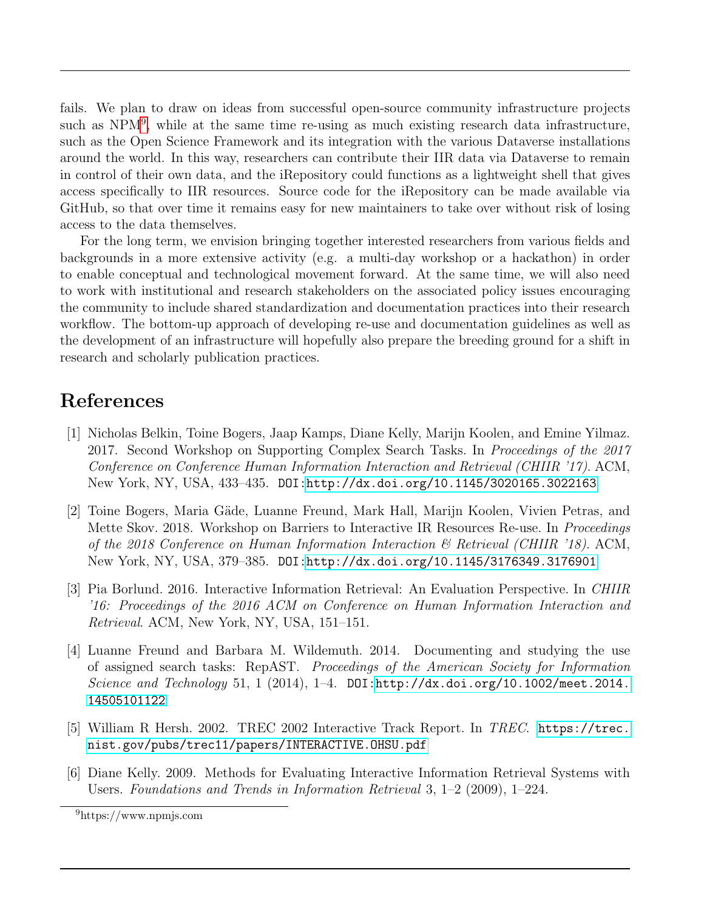fails. We plan to draw on ideas from successful open-source community infrastructure projects such as NPM[9], while at the same time re-using as much existing research data infrastructure, such as the Open Science Framework and its integration with the various Dataverse installations around the world. In this way, researchers can contribute their IIR data via Dataverse to remain in control of their own data, and the iRepository could functions as a lightweight shell that gives access specifically to IIR resources. Source code for the iRepository can be made available via GitHub, so that over time it remains easy for new maintainers to take over without risk of losing access to the data themselves.

For the long term, we envision bringing together interested researchers from various fields and backgrounds in a more extensive activity (e.g. a multi-day workshop or a hackathon) in order to enable conceptual and technological movement forward. At the same time, we will also need to work with institutional and research stakeholders on the associated policy issues encouraging the community to include shared standardization and documentation practices into their research workflow. The bottom-up approach of developing re-use and documentation guidelines as well as the development of an infrastructure will hopefully also prepare the breeding ground for a shift in research and scholarly publication practices.

# References

[1] Nicholas Belkin, Toine Bogers, Jaap Kamps, Diane Kelly, Marijn Koolen, and Emine Yilmaz. 2017. Second Workshop on Supporting Complex Search Tasks. In *Proceedings of the 2017 Conference on Conference Human Information Interaction and Retrieval (CHIIR '17)*. ACM, New York, NY, USA, 433–435. DOI:http://dx.doi.org/10.1145/3020165.3022163

[2] Toine Bogers, Maria Gäde, Luanne Freund, Mark Hall, Marijn Koolen, Vivien Petras, and Mette Skov. 2018. Workshop on Barriers to Interactive IR Resources Re-use. In *Proceedings of the 2018 Conference on Human Information Interaction & Retrieval (CHIIR '18)*. ACM, New York, NY, USA, 379–385. DOI:http://dx.doi.org/10.1145/3176349.3176901

[3] Pia Borlund. 2016. Interactive Information Retrieval: An Evaluation Perspective. In *CHIIR '16: Proceedings of the 2016 ACM on Conference on Human Information Interaction and Retrieval*. ACM, New York, NY, USA, 151–151.

[4] Luanne Freund and Barbara M. Wildemuth. 2014. Documenting and studying the use of assigned search tasks: RepAST. *Proceedings of the American Society for Information Science and Technology* 51, 1 (2014), 1–4. DOI:http://dx.doi.org/10.1002/meet.2014.14505101122

[5] William R Hersh. 2002. TREC 2002 Interactive Track Report. In *TREC*. https://trec.nist.gov/pubs/trec11/papers/INTERACTIVE.OHSU.pdf

[6] Diane Kelly. 2009. Methods for Evaluating Interactive Information Retrieval Systems with Users. *Foundations and Trends in Information Retrieval* 3, 1–2 (2009), 1–224.

[9] https://www.npmjs.com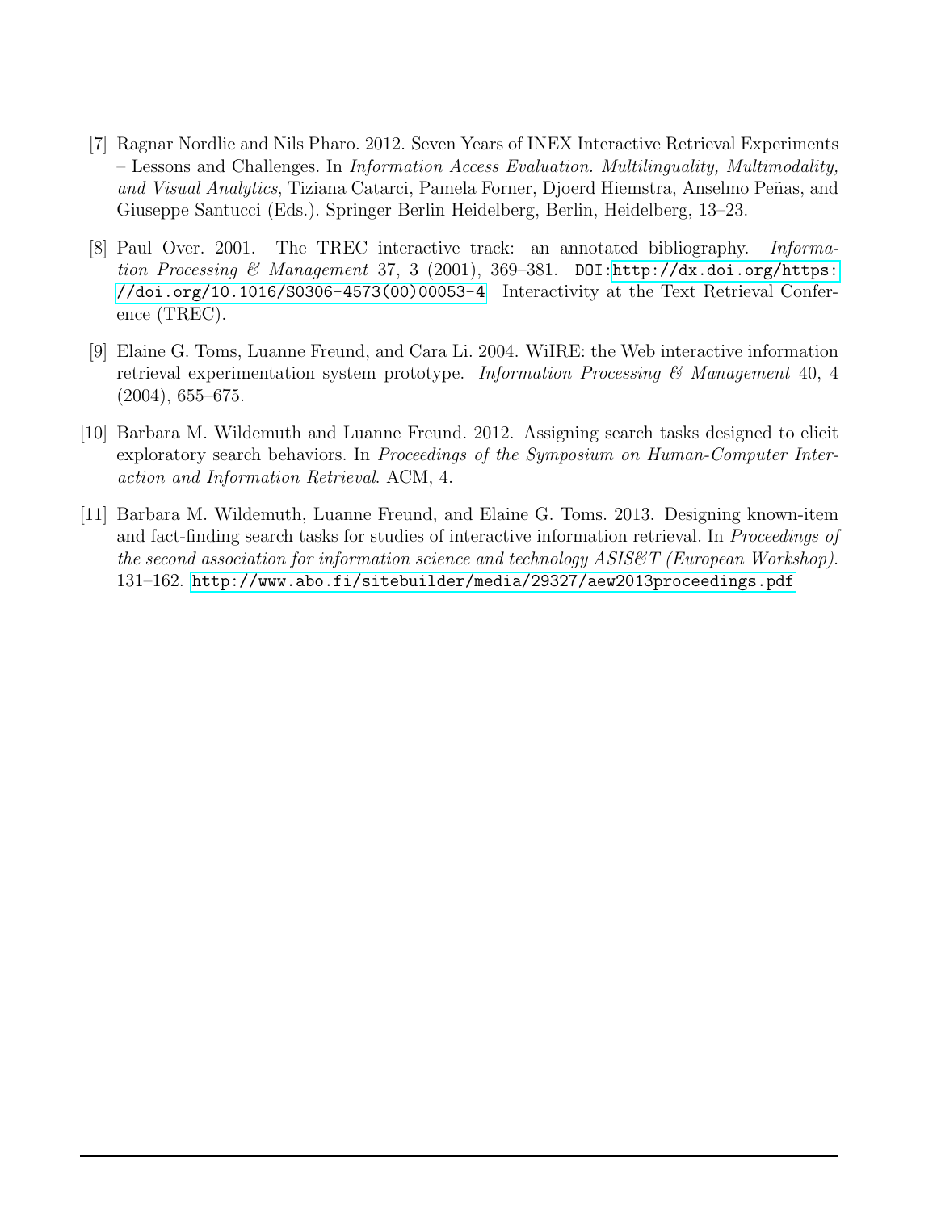[7] Ragnar Nordlie and Nils Pharo. 2012. Seven Years of INEX Interactive Retrieval Experiments – Lessons and Challenges. In *Information Access Evaluation. Multilinguality, Multimodality, and Visual Analytics*, Tiziana Catarci, Pamela Forner, Djoerd Hiemstra, Anselmo Peñas, and Giuseppe Santucci (Eds.). Springer Berlin Heidelberg, Berlin, Heidelberg, 13–23.

[8] Paul Over. 2001. The TREC interactive track: an annotated bibliography. *Information Processing & Management* 37, 3 (2001), 369–381. DOI:http://dx.doi.org/https://doi.org/10.1016/S0306-4573(00)00053-4 Interactivity at the Text Retrieval Conference (TREC).

[9] Elaine G. Toms, Luanne Freund, and Cara Li. 2004. WiIRE: the Web interactive information retrieval experimentation system prototype. *Information Processing & Management* 40, 4 (2004), 655–675.

[10] Barbara M. Wildemuth and Luanne Freund. 2012. Assigning search tasks designed to elicit exploratory search behaviors. In *Proceedings of the Symposium on Human-Computer Interaction and Information Retrieval*. ACM, 4.

[11] Barbara M. Wildemuth, Luanne Freund, and Elaine G. Toms. 2013. Designing known-item and fact-finding search tasks for studies of interactive information retrieval. In *Proceedings of the second association for information science and technology ASIS&T (European Workshop)*. 131–162. http://www.abo.fi/sitebuilder/media/29327/aew2013proceedings.pdf